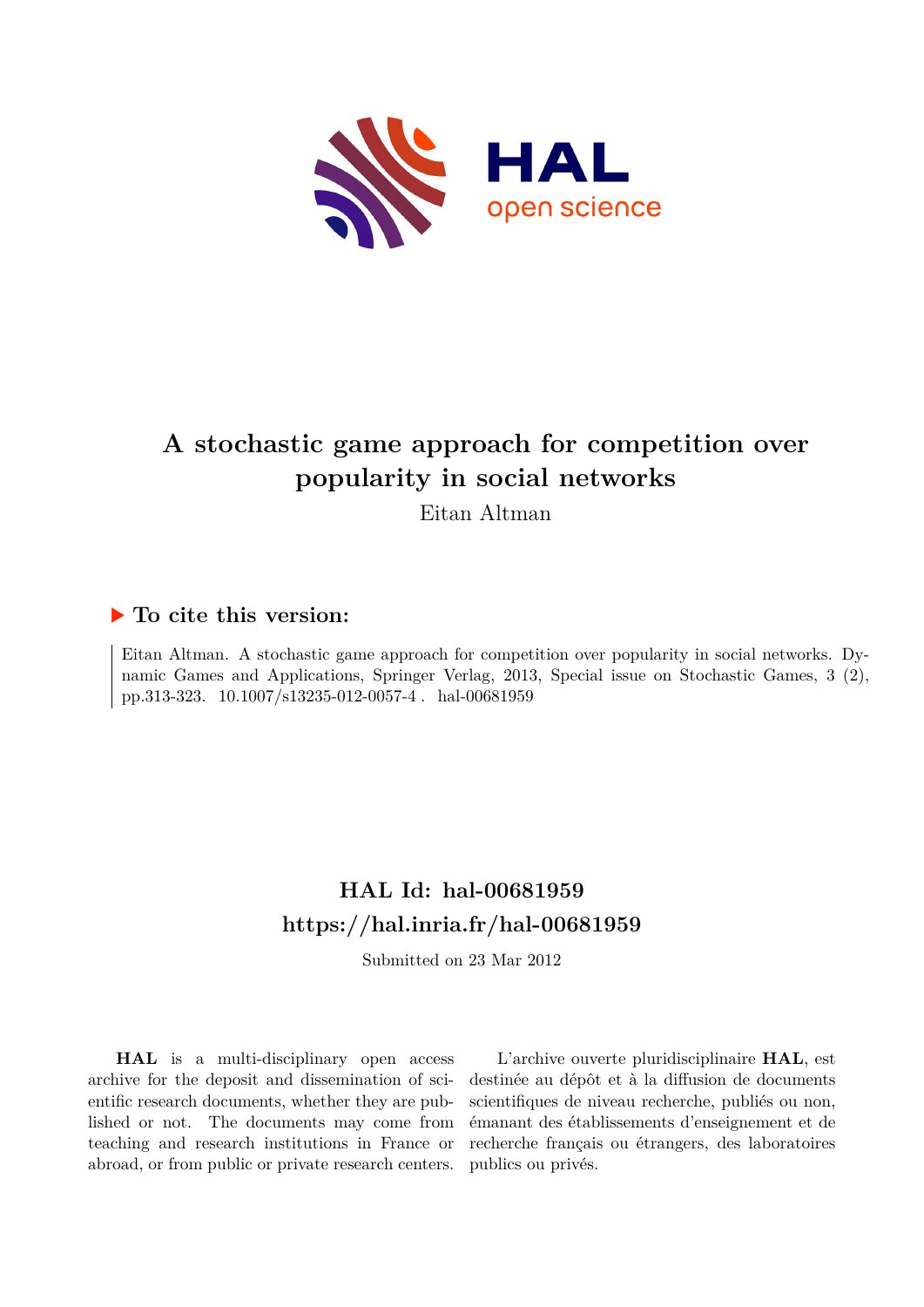# A stochastic game approach for competition over popularity in social networks

Eitan Altman

## ▶ To cite this version:

Eitan Altman. A stochastic game approach for competition over popularity in social networks. Dynamic Games and Applications, Springer Verlag, 2013, Special issue on Stochastic Games, 3 (2), pp.313-323. 10.1007/s13235-012-0057-4 . hal-00681959

## HAL Id: hal-00681959
## https://hal.inria.fr/hal-00681959

Submitted on 23 Mar 2012

**HAL** is a multi-disciplinary open access archive for the deposit and dissemination of scientific research documents, whether they are published or not. The documents may come from teaching and research institutions in France or abroad, or from public or private research centers.

L'archive ouverte pluridisciplinaire **HAL**, est destinée au dépôt et à la diffusion de documents scientifiques de niveau recherche, publiés ou non, émanant des établissements d'enseignement et de recherche français ou étrangers, des laboratoires publics ou privés.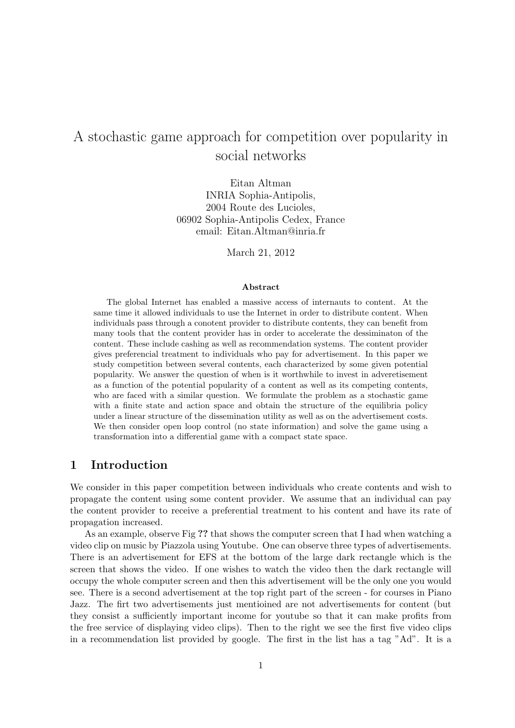# A stochastic game approach for competition over popularity in social networks

Eitan Altman  
INRIA Sophia-Antipolis,  
2004 Route des Lucioles,  
06902 Sophia-Antipolis Cedex, France  
email: Eitan.Altman@inria.fr

March 21, 2012

### Abstract

The global Internet has enabled a massive access of internauts to content. At the same time it allowed individuals to use the Internet in order to distribute content. When individuals pass through a conotent provider to distribute contents, they can benefit from many tools that the content provider has in order to accelerate the dessiminaton of the content. These include cashing as well as recommendation systems. The content provider gives preferencial treatment to individuals who pay for advertisement. In this paper we study competition between several contents, each characterized by some given potential popularity. We answer the question of when is it worthwhile to invest in adveretisement as a function of the potential popularity of a content as well as its competing contents, who are faced with a similar question. We formulate the problem as a stochastic game with a finite state and action space and obtain the structure of the equilibria policy under a linear structure of the dissemination utility as well as on the advertisement costs. We then consider open loop control (no state information) and solve the game using a transformation into a differential game with a compact state space.

## 1 Introduction

We consider in this paper competition between individuals who create contents and wish to propagate the content using some content provider. We assume that an individual can pay the content provider to receive a preferential treatment to his content and have its rate of propagation increased.

As an example, observe Fig **??** that shows the computer screen that I had when watching a video clip on music by Piazzola using Youtube. One can observe three types of advertisements. There is an advertisement for EFS at the bottom of the large dark rectangle which is the screen that shows the video. If one wishes to watch the video then the dark rectangle will occupy the whole computer screen and then this advertisement will be the only one you would see. There is a second advertisement at the top right part of the screen - for courses in Piano Jazz. The firt two advertisements just mentioined are not advertisements for content (but they consist a sufficiently important income for youtube so that it can make profits from the free service of displaying video clips). Then to the right we see the first five video clips in a recommendation list provided by google. The first in the list has a tag "Ad". It is a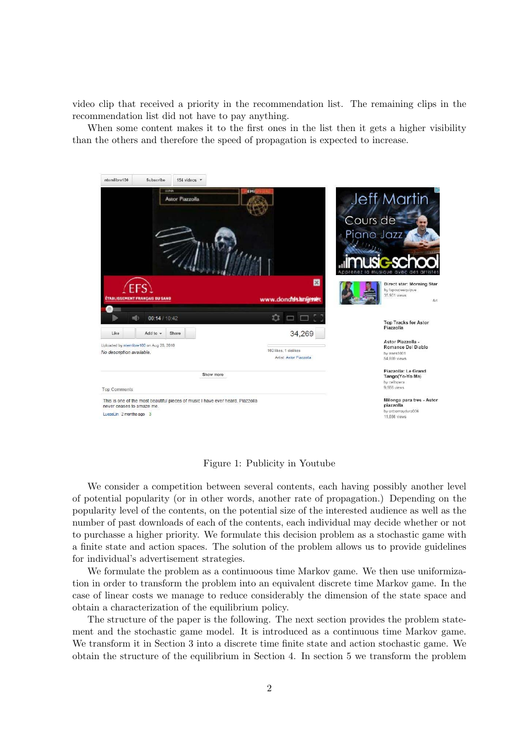video clip that received a priority in the recommendation list. The remaining clips in the recommendation list did not have to pay anything.

When some content makes it to the first ones in the list then it gets a higher visibility than the others and therefore the speed of propagation is expected to increase.

Figure 1: Publicity in Youtube

We consider a competition between several contents, each having possibly another level of potential popularity (or in other words, another rate of propagation.) Depending on the popularity level of the contents, on the potential size of the interested audience as well as the number of past downloads of each of the contents, each individual may decide whether or not to purchasse a higher priority. We formulate this decision problem as a stochastic game with a finite state and action spaces. The solution of the problem allows us to provide guidelines for individual's advertisement strategies.

We formulate the problem as a continuous time Markov game. We then use uniformization in order to transform the problem into an equivalent discrete time Markov game. In the case of linear costs we manage to reduce considerably the dimension of the state space and obtain a characterization of the equilibrium policy.

The structure of the paper is the following. The next section provides the problem statement and the stochastic game model. It is introduced as a continuous time Markov game. We transform it in Section 3 into a discrete time finite state and action stochastic game. We obtain the structure of the equilibrium in Section 4. In section 5 we transform the problem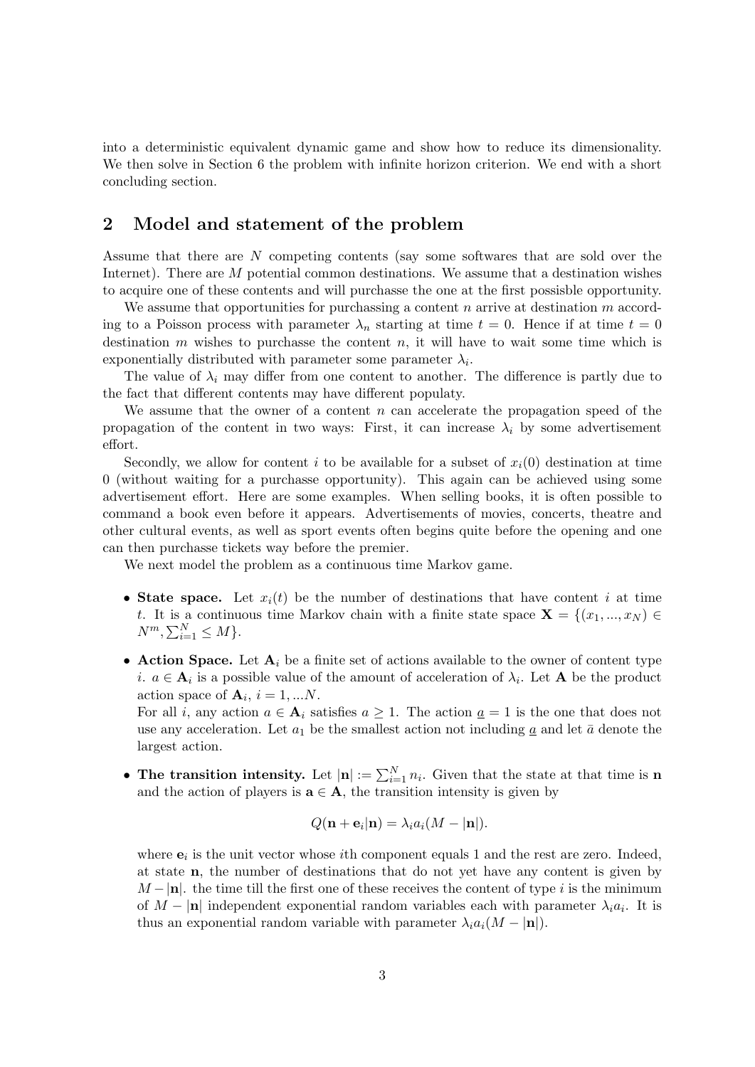into a deterministic equivalent dynamic game and show how to reduce its dimensionality. We then solve in Section 6 the problem with infinite horizon criterion. We end with a short concluding section.

## 2 Model and statement of the problem

Assume that there are $N$ competing contents (say some softwares that are sold over the Internet). There are $M$ potential common destinations. We assume that a destination wishes to acquire one of these contents and will purchasse the one at the first possisble opportunity.

We assume that opportunities for purchassing a content $n$ arrive at destination $m$ according to a Poisson process with parameter $\lambda_n$ starting at time $t = 0$. Hence if at time $t = 0$ destination $m$ wishes to purchasse the content $n$, it will have to wait some time which is exponentially distributed with parameter some parameter $\lambda_i$.

The value of $\lambda_i$ may differ from one content to another. The difference is partly due to the fact that different contents may have different populaty.

We assume that the owner of a content $n$ can accelerate the propagation speed of the propagation of the content in two ways: First, it can increase $\lambda_i$ by some advertisement effort.

Secondly, we allow for content $i$ to be available for a subset of $x_i(0)$ destination at time 0 (without waiting for a purchasse opportunity). This again can be achieved using some advertisement effort. Here are some examples. When selling books, it is often possible to command a book even before it appears. Advertisements of movies, concerts, theatre and other cultural events, as well as sport events often begins quite before the opening and one can then purchasse tickets way before the premier.

We next model the problem as a continuous time Markov game.

- **State space.** Let $x_i(t)$ be the number of destinations that have content $i$ at time $t$. It is a continuous time Markov chain with a finite state space $\mathbf{X} = \{(x_1, ..., x_N) \in N^m, \sum_{i=1}^N \leq M\}$.
- **Action Space.** Let $\mathbf{A}_i$ be a finite set of actions available to the owner of content type $i$. $a \in \mathbf{A}_i$ is a possible value of the amount of acceleration of $\lambda_i$. Let $\mathbf{A}$ be the product action space of $\mathbf{A}_i$, $i = 1, ...N$.

  For all $i$, any action $a \in \mathbf{A}_i$ satisfies $a \geq 1$. The action $\underline{a} = 1$ is the one that does not use any acceleration. Let $a_1$ be the smallest action not including $\underline{a}$ and let $\bar{a}$ denote the largest action.
- **The transition intensity.** Let $|\mathbf{n}| := \sum_{i=1}^N n_i$. Given that the state at that time is $\mathbf{n}$ and the action of players is $\mathbf{a} \in \mathbf{A}$, the transition intensity is given by

  $$Q(\mathbf{n} + \mathbf{e}_i|\mathbf{n}) = \lambda_i a_i (M - |\mathbf{n}|).$$

  where $\mathbf{e}_i$ is the unit vector whose $i$th component equals 1 and the rest are zero. Indeed, at state $\mathbf{n}$, the number of destinations that do not yet have any content is given by $M - |\mathbf{n}|$. the time till the first one of these receives the content of type $i$ is the minimum of $M - |\mathbf{n}|$ independent exponential random variables each with parameter $\lambda_i a_i$. It is thus an exponential random variable with parameter $\lambda_i a_i (M - |\mathbf{n}|)$.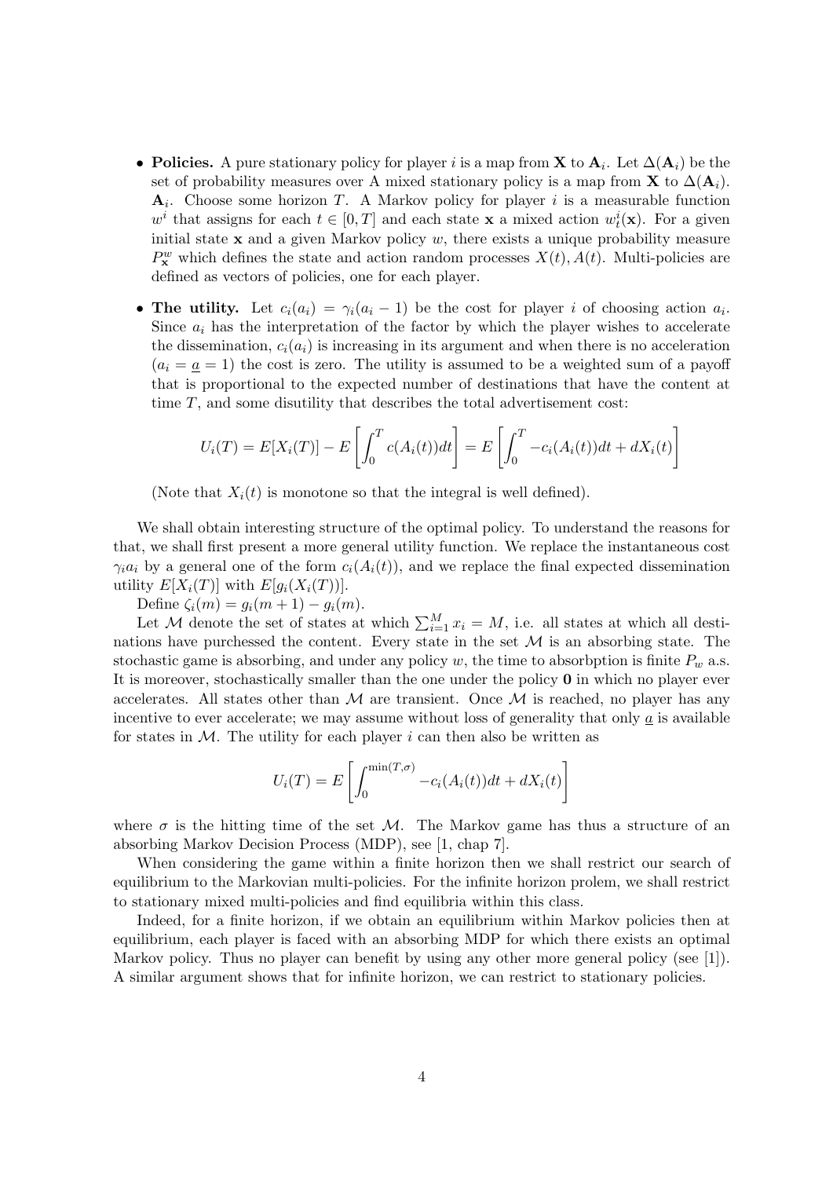- **Policies.** A pure stationary policy for player $i$ is a map from $\mathbf{X}$ to $\mathbf{A}_i$. Let $\Delta(\mathbf{A}_i)$ be the set of probability measures over A mixed stationary policy is a map from $\mathbf{X}$ to $\Delta(\mathbf{A}_i)$. $\mathbf{A}_i$. Choose some horizon $T$. A Markov policy for player $i$ is a measurable function $w^i$ that assigns for each $t \in [0, T]$ and each state $\mathbf{x}$ a mixed action $w^i_t(\mathbf{x})$. For a given initial state $\mathbf{x}$ and a given Markov policy $w$, there exists a unique probability measure $P^w_{\mathbf{x}}$ which defines the state and action random processes $X(t), A(t)$. Multi-policies are defined as vectors of policies, one for each player.
- **The utility.** Let $c_i(a_i) = \gamma_i(a_i - 1)$ be the cost for player $i$ of choosing action $a_i$. Since $a_i$ has the interpretation of the factor by which the player wishes to accelerate the dissemination, $c_i(a_i)$ is increasing in its argument and when there is no acceleration ($a_i = \underline{a} = 1$) the cost is zero. The utility is assumed to be a weighted sum of a payoff that is proportional to the expected number of destinations that have the content at time $T$, and some disutility that describes the total advertisement cost:

$$U_i(T) = E[X_i(T)] - E\left[\int_0^T c(A_i(t))dt\right] = E\left[\int_0^T -c_i(A_i(t))dt + dX_i(t)\right]$$

(Note that $X_i(t)$ is monotone so that the integral is well defined).

We shall obtain interesting structure of the optimal policy. To understand the reasons for that, we shall first present a more general utility function. We replace the instantaneous cost $\gamma_i a_i$ by a general one of the form $c_i(A_i(t))$, and we replace the final expected dissemination utility $E[X_i(T)]$ with $E[g_i(X_i(T))]$.

Define $\zeta_i(m) = g_i(m + 1) - g_i(m)$.

Let $\mathcal{M}$ denote the set of states at which $\sum_{i=1}^M x_i = M$, i.e. all states at which all destinations have purchased the content. Every state in the set $\mathcal{M}$ is an absorbing state. The stochastic game is absorbing, and under any policy $w$, the time to absorbption is finite $P_w$ a.s. It is moreover, stochastically smaller than the one under the policy $\mathbf{0}$ in which no player ever accelerates. All states other than $\mathcal{M}$ are transient. Once $\mathcal{M}$ is reached, no player has any incentive to ever accelerate; we may assume without loss of generality that only $\underline{a}$ is available for states in $\mathcal{M}$. The utility for each player $i$ can then also be written as

$$U_i(T) = E\left[\int_0^{\min(T,\sigma)} -c_i(A_i(t))dt + dX_i(t)\right]$$

where $\sigma$ is the hitting time of the set $\mathcal{M}$. The Markov game has thus a structure of an absorbing Markov Decision Process (MDP), see [1, chap 7].

When considering the game within a finite horizon then we shall restrict our search of equilibrium to the Markovian multi-policies. For the infinite horizon prolem, we shall restrict to stationary mixed multi-policies and find equilibria within this class.

Indeed, for a finite horizon, if we obtain an equilibrium within Markov policies then at equilibrium, each player is faced with an absorbing MDP for which there exists an optimal Markov policy. Thus no player can benefit by using any other more general policy (see [1]). A similar argument shows that for infinite horizon, we can restrict to stationary policies.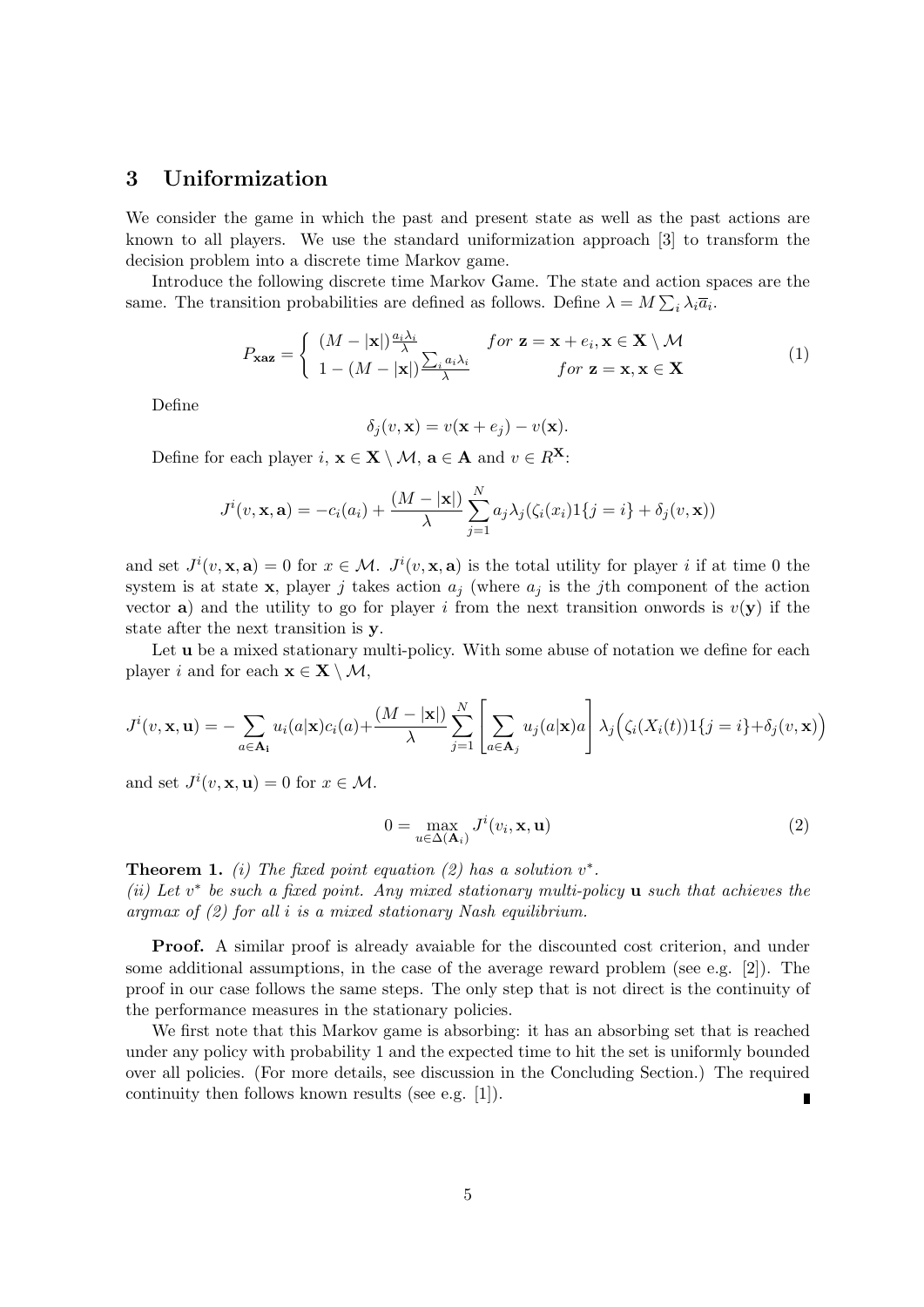## 3 Uniformization

We consider the game in which the past and present state as well as the past actions are known to all players. We use the standard uniformization approach [3] to transform the decision problem into a discrete time Markov game.

Introduce the following discrete time Markov Game. The state and action spaces are the same. The transition probabilities are defined as follows. Define $\lambda = M \sum_i \lambda_i \overline{a}_i$.

$$P_{\mathbf{xaz}} = \begin{cases} (M - |\mathbf{x}|)\frac{a_i \lambda_i}{\lambda} & for\ \mathbf{z} = \mathbf{x} + e_i, \mathbf{x} \in \mathbf{X} \setminus \mathcal{M} \\ 1 - (M - |\mathbf{x}|)\frac{\sum_i a_i \lambda_i}{\lambda} & for\ \mathbf{z} = \mathbf{x}, \mathbf{x} \in \mathbf{X} \end{cases} \tag{1}$$

Define

$$\delta_j(v, \mathbf{x}) = v(\mathbf{x} + e_j) - v(\mathbf{x}).$$

Define for each player $i$, $\mathbf{x} \in \mathbf{X} \setminus \mathcal{M}$, $\mathbf{a} \in \mathbf{A}$ and $v \in R^{\mathbf{X}}$:

$$J^i(v, \mathbf{x}, \mathbf{a}) = -c_i(a_i) + \frac{(M - |\mathbf{x}|)}{\lambda} \sum_{j=1}^{N} a_j \lambda_j (\zeta_i(x_i) 1\{j = i\} + \delta_j(v, \mathbf{x}))$$

and set $J^i(v, \mathbf{x}, \mathbf{a}) = 0$ for $x \in \mathcal{M}$. $J^i(v, \mathbf{x}, \mathbf{a})$ is the total utility for player $i$ if at time 0 the system is at state $\mathbf{x}$, player $j$ takes action $a_j$ (where $a_j$ is the $j$th component of the action vector $\mathbf{a}$) and the utility to go for player $i$ from the next transition onwords is $v(\mathbf{y})$ if the state after the next transition is $\mathbf{y}$.

Let $\mathbf{u}$ be a mixed stationary multi-policy. With some abuse of notation we define for each player $i$ and for each $\mathbf{x} \in \mathbf{X} \setminus \mathcal{M}$,

$$J^i(v, \mathbf{x}, \mathbf{u}) = -\sum_{a \in \mathbf{A_i}} u_i(a|\mathbf{x}) c_i(a) + \frac{(M - |\mathbf{x}|)}{\lambda} \sum_{j=1}^{N} \left[ \sum_{a \in \mathbf{A}_j} u_j(a|\mathbf{x}) a \right] \lambda_j \Big( \zeta_i(X_i(t)) 1\{j = i\} + \delta_j(v, \mathbf{x}) \Big)$$

and set $J^i(v, \mathbf{x}, \mathbf{u}) = 0$ for $x \in \mathcal{M}$.

$$0 = \max_{u \in \Delta(\mathbf{A}_i)} J^i(v_i, \mathbf{x}, \mathbf{u}) \tag{2}$$

**Theorem 1.** *(i) The fixed point equation (2) has a solution $v^*$.*
*(ii) Let $v^*$ be such a fixed point. Any mixed stationary multi-policy $\mathbf{u}$ such that achieves the argmax of (2) for all $i$ is a mixed stationary Nash equilibrium.*

**Proof.** A similar proof is already avaiable for the discounted cost criterion, and under some additional assumptions, in the case of the average reward problem (see e.g. [2]). The proof in our case follows the same steps. The only step that is not direct is the continuity of the performance measures in the stationary policies.

We first note that this Markov game is absorbing: it has an absorbing set that is reached under any policy with probability 1 and the expected time to hit the set is uniformly bounded over all policies. (For more details, see discussion in the Concluding Section.) The required continuity then follows known results (see e.g. [1]). ∎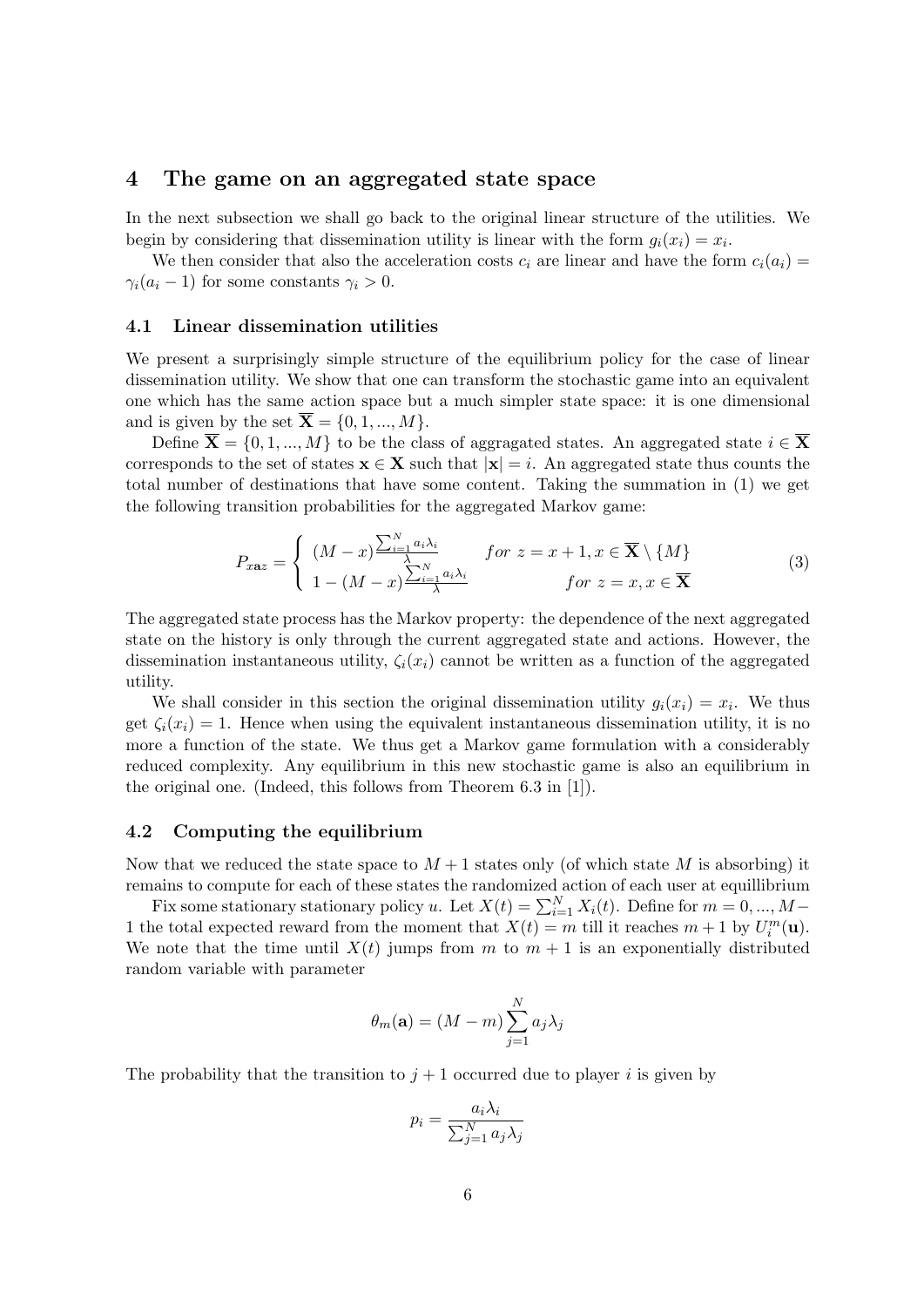## 4 The game on an aggregated state space

In the next subsection we shall go back to the original linear structure of the utilities. We begin by considering that dissemination utility is linear with the form $g_i(x_i) = x_i$.

We then consider that also the acceleration costs $c_i$ are linear and have the form $c_i(a_i) = \gamma_i(a_i - 1)$ for some constants $\gamma_i > 0$.

### 4.1 Linear dissemination utilities

We present a surprisingly simple structure of the equilibrium policy for the case of linear dissemination utility. We show that one can transform the stochastic game into an equivalent one which has the same action space but a much simpler state space: it is one dimensional and is given by the set $\overline{\mathbf{X}} = \{0, 1, ..., M\}$.

Define $\overline{\mathbf{X}} = \{0, 1, ..., M\}$ to be the class of aggragated states. An aggregated state $i \in \overline{\mathbf{X}}$ corresponds to the set of states $\mathbf{x} \in \mathbf{X}$ such that $|\mathbf{x}| = i$. An aggregated state thus counts the total number of destinations that have some content. Taking the summation in (1) we get the following transition probabilities for the aggregated Markov game:

$$
P_{x\mathbf{a}z} = \begin{cases} (M - x)\frac{\sum_{i=1}^{N} a_i \lambda_i}{\lambda} & for\ z = x + 1, x \in \overline{\mathbf{X}} \setminus \{M\} \\ 1 - (M - x)\frac{\sum_{i=1}^{N} a_i \lambda_i}{\lambda} & for\ z = x, x \in \overline{\mathbf{X}} \end{cases} \tag{3}
$$

The aggregated state process has the Markov property: the dependence of the next aggregated state on the history is only through the current aggregated state and actions. However, the dissemination instantaneous utility, $\zeta_i(x_i)$ cannot be written as a function of the aggregated utility.

We shall consider in this section the original dissemination utility $g_i(x_i) = x_i$. We thus get $\zeta_i(x_i) = 1$. Hence when using the equivalent instantaneous dissemination utility, it is no more a function of the state. We thus get a Markov game formulation with a considerably reduced complexity. Any equilibrium in this new stochastic game is also an equilibrium in the original one. (Indeed, this follows from Theorem 6.3 in [1]).

### 4.2 Computing the equilibrium

Now that we reduced the state space to $M + 1$ states only (of which state $M$ is absorbing) it remains to compute for each of these states the randomized action of each user at equillibrium

Fix some stationary stationary policy $u$. Let $X(t) = \sum_{i=1}^{N} X_i(t)$. Define for $m = 0, ..., M-1$ the total expected reward from the moment that $X(t) = m$ till it reaches $m + 1$ by $U_i^m(\mathbf{u})$. We note that the time until $X(t)$ jumps from $m$ to $m + 1$ is an exponentially distributed random variable with parameter

$$
\theta_m(\mathbf{a}) = (M - m)\sum_{j=1}^{N} a_j \lambda_j
$$

The probability that the transition to $j + 1$ occurred due to player $i$ is given by

$$
p_i = \frac{a_i \lambda_i}{\sum_{j=1}^{N} a_j \lambda_j}
$$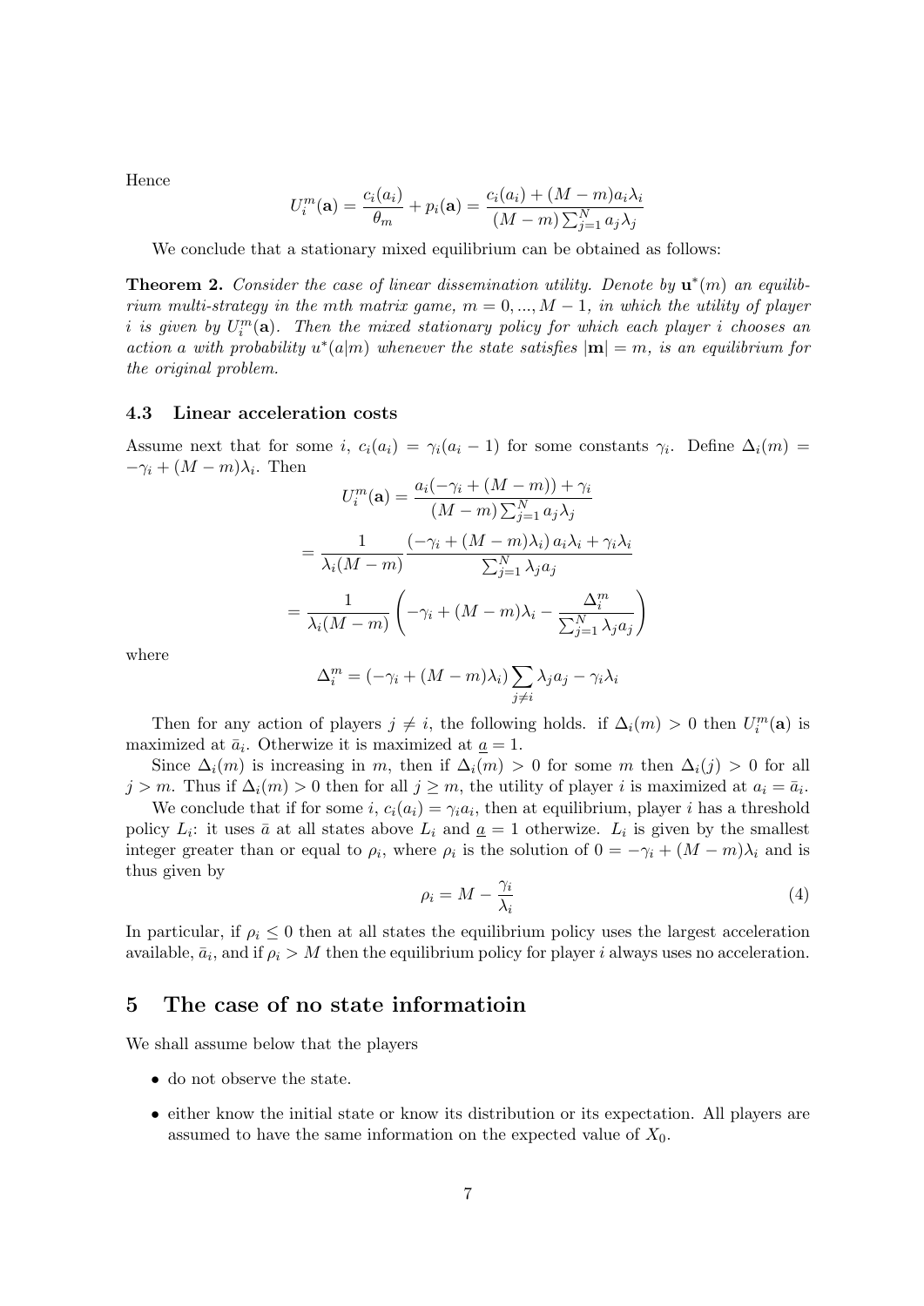Hence

$$U_i^m(\mathbf{a}) = \frac{c_i(a_i)}{\theta_m} + p_i(\mathbf{a}) = \frac{c_i(a_i) + (M-m)a_i\lambda_i}{(M-m)\sum_{j=1}^N a_j\lambda_j}$$

We conclude that a stationary mixed equilibrium can be obtained as follows:

**Theorem 2.** *Consider the case of linear dissemination utility. Denote by $\mathbf{u}^*(m)$ an equilibrium multi-strategy in the mth matrix game, $m = 0, ..., M-1$, in which the utility of player $i$ is given by $U_i^m(\mathbf{a})$. Then the mixed stationary policy for which each player $i$ chooses an action $a$ with probability $u^*(a|m)$ whenever the state satisfies $|\mathbf{m}| = m$, is an equilibrium for the original problem.*

### 4.3 Linear acceleration costs

Assume next that for some $i$, $c_i(a_i) = \gamma_i(a_i - 1)$ for some constants $\gamma_i$. Define $\Delta_i(m) = -\gamma_i + (M-m)\lambda_i$. Then

$$U_i^m(\mathbf{a}) = \frac{a_i(-\gamma_i + (M-m)) + \gamma_i}{(M-m)\sum_{j=1}^N a_j\lambda_j}$$

$$= \frac{1}{\lambda_i(M-m)} \frac{(-\gamma_i + (M-m)\lambda_i)\, a_i\lambda_i + \gamma_i\lambda_i}{\sum_{j=1}^N \lambda_j a_j}$$

$$= \frac{1}{\lambda_i(M-m)} \left( -\gamma_i + (M-m)\lambda_i - \frac{\Delta_i^m}{\sum_{j=1}^N \lambda_j a_j} \right)$$

where

$$\Delta_i^m = (-\gamma_i + (M-m)\lambda_i) \sum_{j \neq i} \lambda_j a_j - \gamma_i\lambda_i$$

Then for any action of players $j \neq i$, the following holds. if $\Delta_i(m) > 0$ then $U_i^m(\mathbf{a})$ is maximized at $\bar{a}_i$. Otherwize it is maximized at $\underline{a} = 1$.

Since $\Delta_i(m)$ is increasing in $m$, then if $\Delta_i(m) > 0$ for some $m$ then $\Delta_i(j) > 0$ for all $j > m$. Thus if $\Delta_i(m) > 0$ then for all $j \geq m$, the utility of player $i$ is maximized at $a_i = \bar{a}_i$.

We conclude that if for some $i$, $c_i(a_i) = \gamma_i a_i$, then at equilibrium, player $i$ has a threshold policy $L_i$: it uses $\bar{a}$ at all states above $L_i$ and $\underline{a} = 1$ otherwize. $L_i$ is given by the smallest integer greater than or equal to $\rho_i$, where $\rho_i$ is the solution of $0 = -\gamma_i + (M-m)\lambda_i$ and is thus given by

$$\rho_i = M - \frac{\gamma_i}{\lambda_i} \tag{4}$$

In particular, if $\rho_i \leq 0$ then at all states the equilibrium policy uses the largest acceleration available, $\bar{a}_i$, and if $\rho_i > M$ then the equilibrium policy for player $i$ always uses no acceleration.

## 5 The case of no state informatioin

We shall assume below that the players

- do not observe the state.
- either know the initial state or know its distribution or its expectation. All players are assumed to have the same information on the expected value of $X_0$.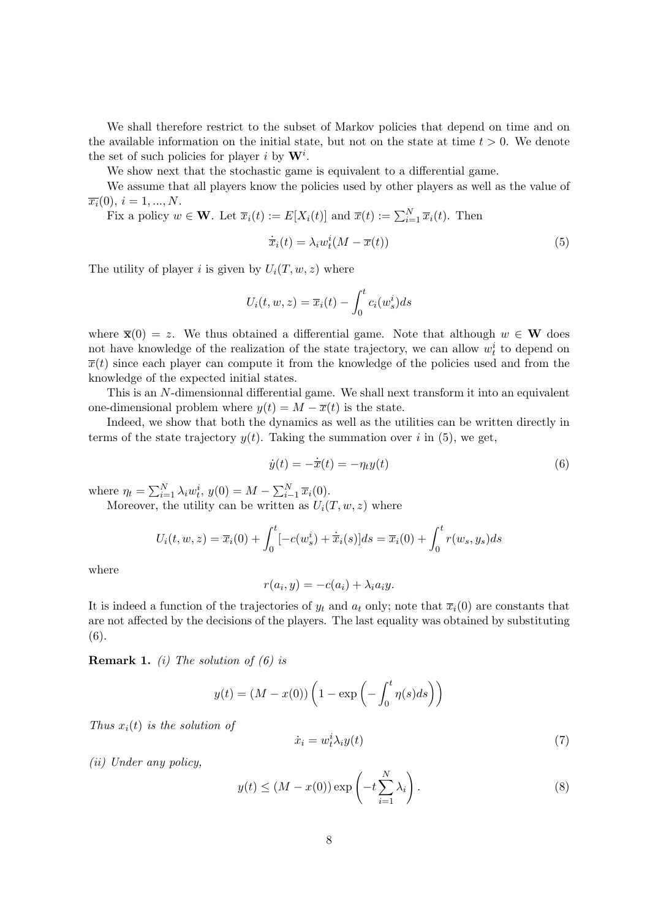We shall therefore restrict to the subset of Markov policies that depend on time and on the available information on the initial state, but not on the state at time $t > 0$. We denote the set of such policies for player $i$ by $\mathbf{W}^i$.

We show next that the stochastic game is equivalent to a differential game.

We assume that all players know the policies used by other players as well as the value of $\overline{x_i}(0)$, $i = 1, ..., N$.

Fix a policy $w \in \mathbf{W}$. Let $\overline{x}_i(t) := E[X_i(t)]$ and $\overline{x}(t) := \sum_{i=1}^N \overline{x}_i(t)$. Then

$$\dot{\overline{x}}_i(t) = \lambda_i w_t^i (M - \overline{x}(t)) \tag{5}$$

The utility of player $i$ is given by $U_i(T, w, z)$ where

$$U_i(t, w, z) = \overline{x}_i(t) - \int_0^t c_i(w_s^i) ds$$

where $\overline{\mathbf{x}}(0) = z$. We thus obtained a differential game. Note that although $w \in \mathbf{W}$ does not have knowledge of the realization of the state trajectory, we can allow $w_t^i$ to depend on $\overline{x}(t)$ since each player can compute it from the knowledge of the policies used and from the knowledge of the expected initial states.

This is an $N$-dimensionnal differential game. We shall next transform it into an equivalent one-dimensional problem where $y(t) = M - \overline{x}(t)$ is the state.

Indeed, we show that both the dynamics as well as the utilities can be written directly in terms of the state trajectory $y(t)$. Taking the summation over $i$ in (5), we get,

$$\dot{y}(t) = -\dot{\overline{x}}(t) = -\eta_t y(t) \tag{6}$$

where $\eta_t = \sum_{i=1}^N \lambda_i w_t^i$, $y(0) = M - \sum_{i-1}^N \overline{x}_i(0)$.

Moreover, the utility can be written as $U_i(T, w, z)$ where

$$U_i(t, w, z) = \overline{x}_i(0) + \int_0^t [-c(w_s^i) + \dot{\overline{x}}_i(s)] ds = \overline{x}_i(0) + \int_0^t r(w_s, y_s) ds$$

where

$$r(a_i, y) = -c(a_i) + \lambda_i a_i y.$$

It is indeed a function of the trajectories of $y_t$ and $a_t$ only; note that $\overline{x}_i(0)$ are constants that are not affected by the decisions of the players. The last equality was obtained by substituting (6).

**Remark 1.** *(i) The solution of (6) is*

$$y(t) = (M - x(0)) \left(1 - \exp\left(-\int_0^t \eta(s) ds\right)\right)$$

*Thus $x_i(t)$ is the solution of*

$$\dot{x}_i = w_t^i \lambda_i y(t) \tag{7}$$

*(ii) Under any policy,*

$$y(t) \leq (M - x(0)) \exp\left(-t \sum_{i=1}^N \lambda_i\right). \tag{8}$$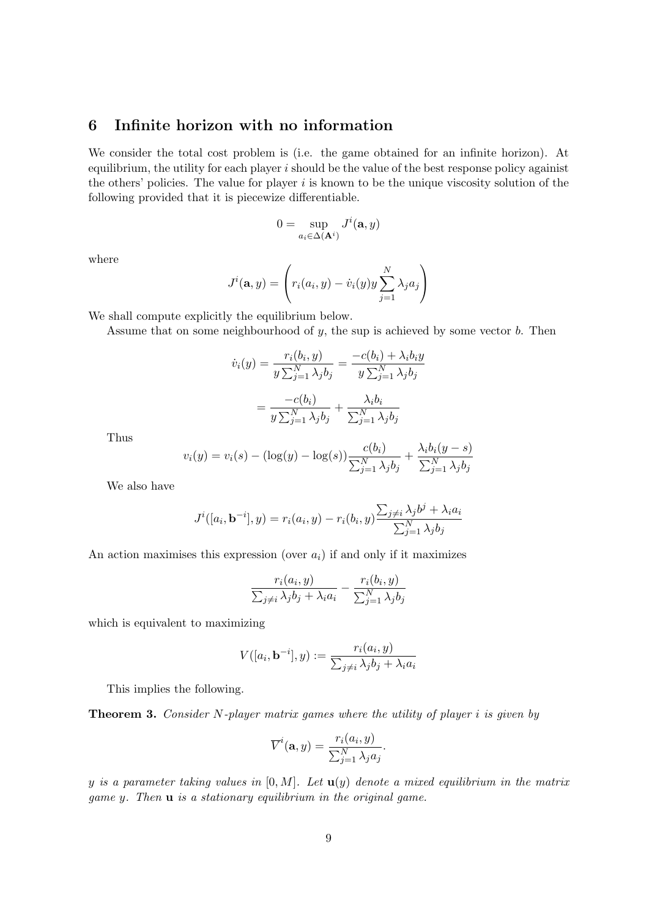## 6 Infinite horizon with no information

We consider the total cost problem is (i.e. the game obtained for an infinite horizon). At equilibrium, the utility for each player $i$ should be the value of the best response policy againist the others' policies. The value for player $i$ is known to be the unique viscosity solution of the following provided that it is piecewize differentiable.

$$0 = \sup_{a_i \in \Delta(\mathbf{A}^i)} J^i(\mathbf{a}, y)$$

where

$$J^i(\mathbf{a}, y) = \left( r_i(a_i, y) - \dot{v}_i(y) y \sum_{j=1}^{N} \lambda_j a_j \right)$$

We shall compute explicitly the equilibrium below.

Assume that on some neighbourhood of $y$, the sup is achieved by some vector $b$. Then

$$\dot{v}_i(y) = \frac{r_i(b_i, y)}{y \sum_{j=1}^{N} \lambda_j b_j} = \frac{-c(b_i) + \lambda_i b_i y}{y \sum_{j=1}^{N} \lambda_j b_j}$$

$$= \frac{-c(b_i)}{y \sum_{j=1}^{N} \lambda_j b_j} + \frac{\lambda_i b_i}{\sum_{j=1}^{N} \lambda_j b_j}$$

Thus

$$v_i(y) = v_i(s) - (\log(y) - \log(s)) \frac{c(b_i)}{\sum_{j=1}^{N} \lambda_j b_j} + \frac{\lambda_i b_i (y - s)}{\sum_{j=1}^{N} \lambda_j b_j}$$

We also have

$$J^i([a_i, \mathbf{b}^{-i}], y) = r_i(a_i, y) - r_i(b_i, y) \frac{\sum_{j \neq i} \lambda_j b^j + \lambda_i a_i}{\sum_{j=1}^{N} \lambda_j b_j}$$

An action maximises this expression (over $a_i$) if and only if it maximizes

$$\frac{r_i(a_i, y)}{\sum_{j \neq i} \lambda_j b_j + \lambda_i a_i} - \frac{r_i(b_i, y)}{\sum_{j=1}^{N} \lambda_j b_j}$$

which is equivalent to maximizing

$$V([a_i, \mathbf{b}^{-i}], y) := \frac{r_i(a_i, y)}{\sum_{j \neq i} \lambda_j b_j + \lambda_i a_i}$$

This implies the following.

**Theorem 3.** *Consider $N$-player matrix games where the utility of player $i$ is given by*

$$\overline{V}^i(\mathbf{a}, y) = \frac{r_i(a_i, y)}{\sum_{j=1}^{N} \lambda_j a_j}.$$

*$y$ is a parameter taking values in $[0, M]$. Let $\mathbf{u}(y)$ denote a mixed equilibrium in the matrix game $y$. Then $\mathbf{u}$ is a stationary equilibrium in the original game.*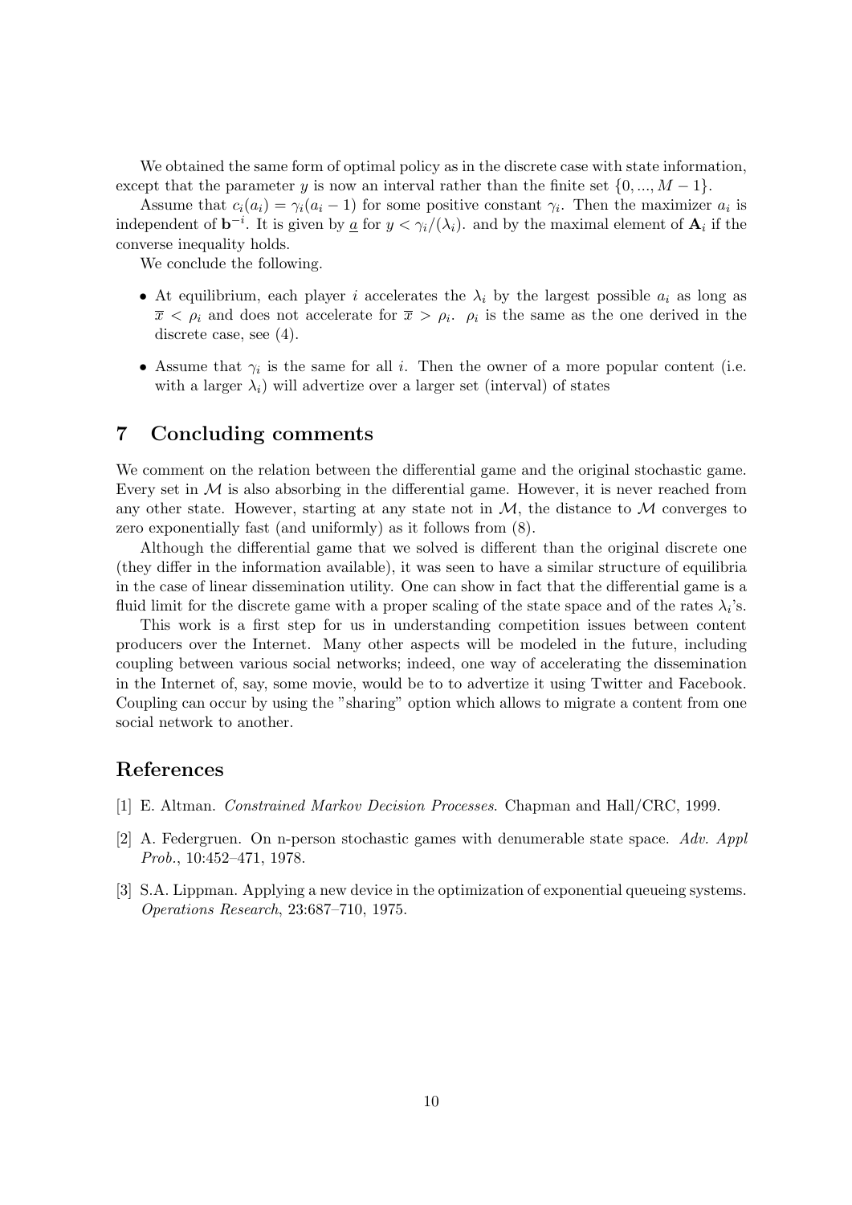We obtained the same form of optimal policy as in the discrete case with state information, except that the parameter $y$ is now an interval rather than the finite set $\{0, ..., M-1\}$.

Assume that $c_i(a_i) = \gamma_i(a_i - 1)$ for some positive constant $\gamma_i$. Then the maximizer $a_i$ is independent of $\mathbf{b}^{-i}$. It is given by $\underline{a}$ for $y < \gamma_i/(\lambda_i)$. and by the maximal element of $\mathbf{A}_i$ if the converse inequality holds.

We conclude the following.

- At equilibrium, each player $i$ accelerates the $\lambda_i$ by the largest possible $a_i$ as long as $\overline{x} < \rho_i$ and does not accelerate for $\overline{x} > \rho_i$. $\rho_i$ is the same as the one derived in the discrete case, see (4).
- Assume that $\gamma_i$ is the same for all $i$. Then the owner of a more popular content (i.e. with a larger $\lambda_i$) will advertize over a larger set (interval) of states

## 7 Concluding comments

We comment on the relation between the differential game and the original stochastic game. Every set in $\mathcal{M}$ is also absorbing in the differential game. However, it is never reached from any other state. However, starting at any state not in $\mathcal{M}$, the distance to $\mathcal{M}$ converges to zero exponentially fast (and uniformly) as it follows from (8).

Although the differential game that we solved is different than the original discrete one (they differ in the information available), it was seen to have a similar structure of equilibria in the case of linear dissemination utility. One can show in fact that the differential game is a fluid limit for the discrete game with a proper scaling of the state space and of the rates $\lambda_i$'s.

This work is a first step for us in understanding competition issues between content producers over the Internet. Many other aspects will be modeled in the future, including coupling between various social networks; indeed, one way of accelerating the dissemination in the Internet of, say, some movie, would be to to advertize it using Twitter and Facebook. Coupling can occur by using the "sharing" option which allows to migrate a content from one social network to another.

## References

[1] E. Altman. *Constrained Markov Decision Processes*. Chapman and Hall/CRC, 1999.

[2] A. Federgruen. On n-person stochastic games with denumerable state space. *Adv. Appl Prob.*, 10:452–471, 1978.

[3] S.A. Lippman. Applying a new device in the optimization of exponential queueing systems. *Operations Research*, 23:687–710, 1975.